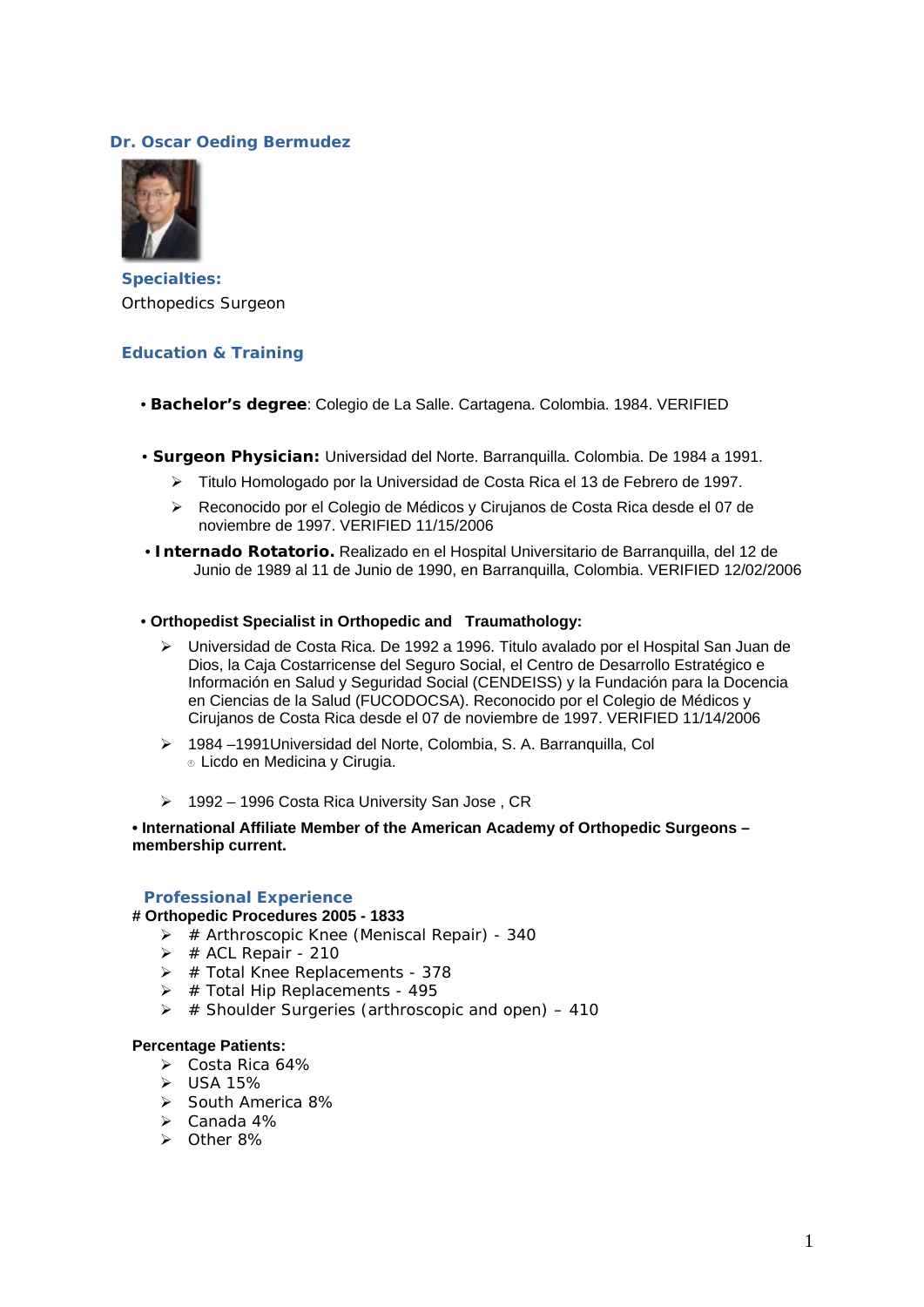## Dr. Oscar Oeding Bermudez

### Specialties:

Orthopedics Surgeon

### Education & Training

- **Bachelor's degree**: Colegio de La Salle. Cartagena. Colombia. 1984. VERIFIED

- **Surgeon Physician:** Universidad del Norte. Barranquilla. Colombia. De 1984 a 1991.
  - Titulo Homologado por la Universidad de Costa Rica el 13 de Febrero de 1997.
  - Reconocido por el Colegio de Médicos y Cirujanos de Costa Rica desde el 07 de noviembre de 1997. VERIFIED 11/15/2006
- **Internado Rotatorio.** Realizado en el Hospital Universitario de Barranquilla, del 12 de Junio de 1989 al 11 de Junio de 1990, en Barranquilla, Colombia. VERIFIED 12/02/2006

- **Orthopedist Specialist in Orthopedic and Traumatology:**
  - Universidad de Costa Rica. De 1992 a 1996. Titulo avalado por el Hospital San Juan de Dios, la Caja Costarricense del Seguro Social, el Centro de Desarrollo Estratégico e Información en Salud y Seguridad Social (CENDEISS) y la Fundación para la Docencia en Ciencias de la Salud (FUCODOCSA). Reconocido por el Colegio de Médicos y Cirujanos de Costa Rica desde el 07 de noviembre de 1997. VERIFIED 11/14/2006
  - 1984 –1991Universidad del Norte, Colombia, S. A. Barranquilla, Col
    - Licdo en Medicina y Cirugia.
  - 1992 – 1996 Costa Rica University San Jose , CR

- **International Affiliate Member of the American Academy of Orthopedic Surgeons – membership current.**

### Professional Experience

**# Orthopedic Procedures 2005 - 1833**

- # Arthroscopic Knee (Meniscal Repair) - 340
- # ACL Repair - 210
- # Total Knee Replacements - 378
- # Total Hip Replacements - 495
- # Shoulder Surgeries (arthroscopic and open) – 410

**Percentage Patients:**

- Costa Rica 64%
- USA 15%
- South America 8%
- Canada 4%
- Other 8%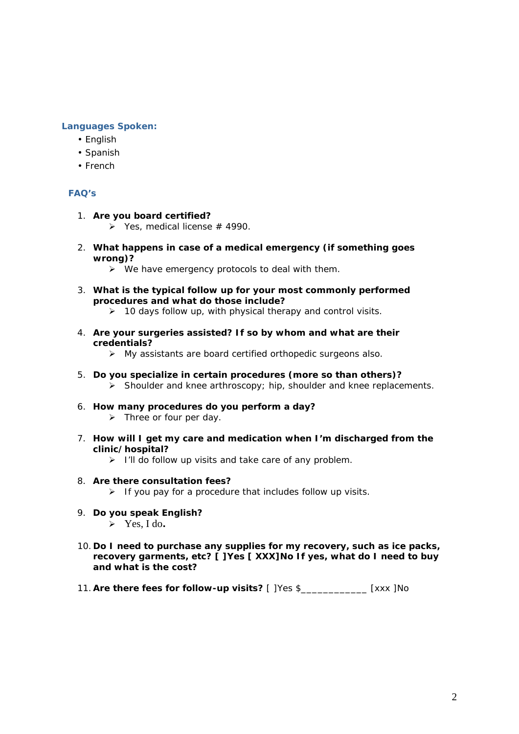### Languages Spoken:

- English
- Spanish
- French

### FAQ's

1. **Are you board certified?**
   - Yes, medical license # 4990.

2. **What happens in case of a medical emergency (if something goes wrong)?**
   - We have emergency protocols to deal with them.

3. **What is the typical follow up for your most commonly performed procedures and what do those include?**
   - 10 days follow up, with physical therapy and control visits.

4. **Are your surgeries assisted? If so by whom and what are their credentials?**
   - My assistants are board certified orthopedic surgeons also.

5. **Do you specialize in certain procedures (more so than others)?**
   - Shoulder and knee arthroscopy; hip, shoulder and knee replacements.

6. **How many procedures do you perform a day?**
   - Three or four per day.

7. **How will I get my care and medication when I'm discharged from the clinic/hospital?**
   - I'll do follow up visits and take care of any problem.

8. **Are there consultation fees?**
   - If you pay for a procedure that includes follow up visits.

9. **Do you speak English?**
   - Yes, I do**.**

10. **Do I need to purchase any supplies for my recovery, such as ice packs, recovery garments, etc? [ ]Yes [ XXX]No If yes, what do I need to buy and what is the cost?**

11. **Are there fees for follow-up visits?** [ ]Yes $____________ [xxx ]No